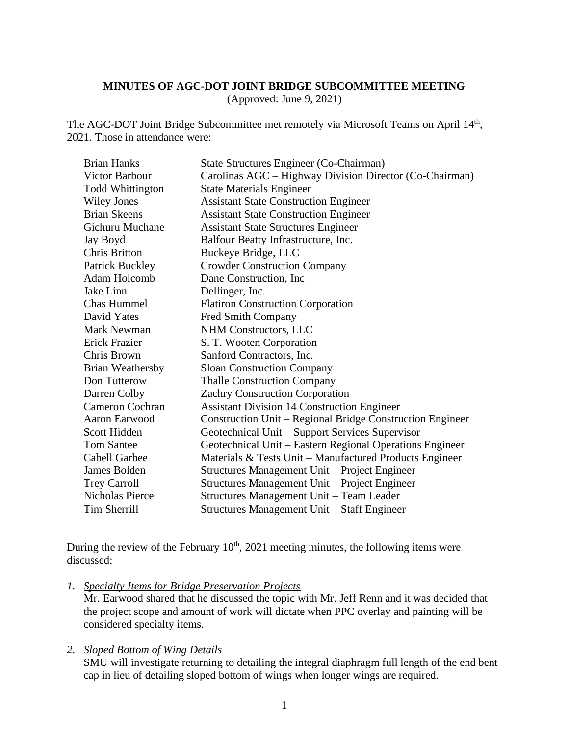**MINUTES OF AGC-DOT JOINT BRIDGE SUBCOMMITTEE MEETING**
(Approved: June 9, 2021)

The AGC-DOT Joint Bridge Subcommittee met remotely via Microsoft Teams on April 14th, 2021. Those in attendance were:

| | |
|---|---|
| Brian Hanks | State Structures Engineer (Co-Chairman) |
| Victor Barbour | Carolinas AGC – Highway Division Director (Co-Chairman) |
| Todd Whittington | State Materials Engineer |
| Wiley Jones | Assistant State Construction Engineer |
| Brian Skeens | Assistant State Construction Engineer |
| Gichuru Muchane | Assistant State Structures Engineer |
| Jay Boyd | Balfour Beatty Infrastructure, Inc. |
| Chris Britton | Buckeye Bridge, LLC |
| Patrick Buckley | Crowder Construction Company |
| Adam Holcomb | Dane Construction, Inc |
| Jake Linn | Dellinger, Inc. |
| Chas Hummel | Flatiron Construction Corporation |
| David Yates | Fred Smith Company |
| Mark Newman | NHM Constructors, LLC |
| Erick Frazier | S. T. Wooten Corporation |
| Chris Brown | Sanford Contractors, Inc. |
| Brian Weathersby | Sloan Construction Company |
| Don Tutterow | Thalle Construction Company |
| Darren Colby | Zachry Construction Corporation |
| Cameron Cochran | Assistant Division 14 Construction Engineer |
| Aaron Earwood | Construction Unit – Regional Bridge Construction Engineer |
| Scott Hidden | Geotechnical Unit – Support Services Supervisor |
| Tom Santee | Geotechnical Unit – Eastern Regional Operations Engineer |
| Cabell Garbee | Materials & Tests Unit – Manufactured Products Engineer |
| James Bolden | Structures Management Unit – Project Engineer |
| Trey Carroll | Structures Management Unit – Project Engineer |
| Nicholas Pierce | Structures Management Unit – Team Leader |
| Tim Sherrill | Structures Management Unit – Staff Engineer |

During the review of the February 10th, 2021 meeting minutes, the following items were discussed:

1. *Specialty Items for Bridge Preservation Projects*
   Mr. Earwood shared that he discussed the topic with Mr. Jeff Renn and it was decided that the project scope and amount of work will dictate when PPC overlay and painting will be considered specialty items.

2. *Sloped Bottom of Wing Details*
   SMU will investigate returning to detailing the integral diaphragm full length of the end bent cap in lieu of detailing sloped bottom of wings when longer wings are required.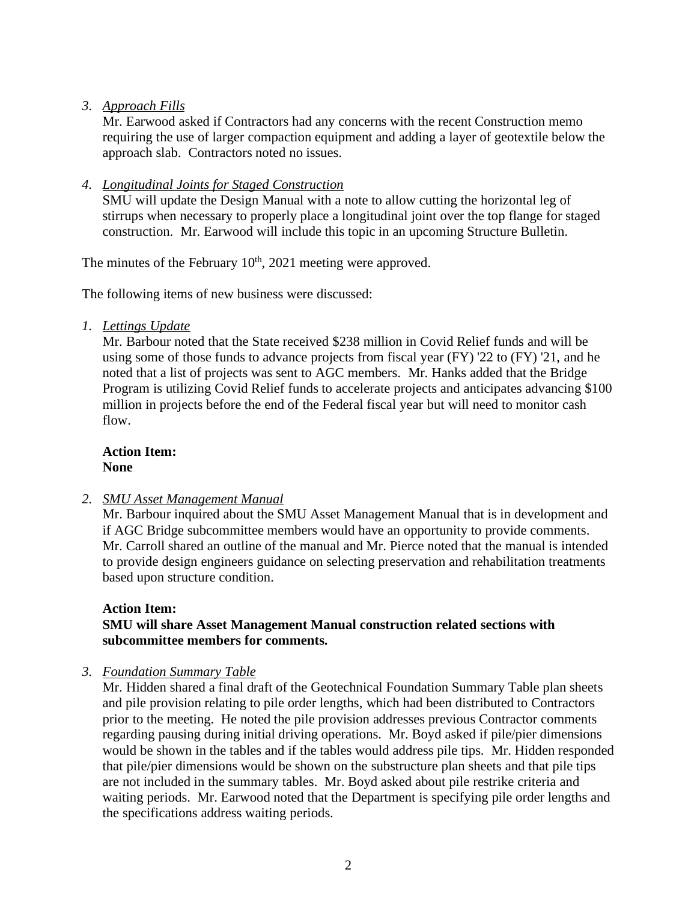3. *Approach Fills*

   Mr. Earwood asked if Contractors had any concerns with the recent Construction memo requiring the use of larger compaction equipment and adding a layer of geotextile below the approach slab. Contractors noted no issues.

4. *Longitudinal Joints for Staged Construction*

   SMU will update the Design Manual with a note to allow cutting the horizontal leg of stirrups when necessary to properly place a longitudinal joint over the top flange for staged construction. Mr. Earwood will include this topic in an upcoming Structure Bulletin.

The minutes of the February 10th, 2021 meeting were approved.

The following items of new business were discussed:

1. *Lettings Update*

   Mr. Barbour noted that the State received $238 million in Covid Relief funds and will be using some of those funds to advance projects from fiscal year (FY) '22 to (FY) '21, and he noted that a list of projects was sent to AGC members. Mr. Hanks added that the Bridge Program is utilizing Covid Relief funds to accelerate projects and anticipates advancing $100 million in projects before the end of the Federal fiscal year but will need to monitor cash flow.

   **Action Item:**
   **None**

2. *SMU Asset Management Manual*

   Mr. Barbour inquired about the SMU Asset Management Manual that is in development and if AGC Bridge subcommittee members would have an opportunity to provide comments. Mr. Carroll shared an outline of the manual and Mr. Pierce noted that the manual is intended to provide design engineers guidance on selecting preservation and rehabilitation treatments based upon structure condition.

   **Action Item:**
   **SMU will share Asset Management Manual construction related sections with subcommittee members for comments.**

3. *Foundation Summary Table*

   Mr. Hidden shared a final draft of the Geotechnical Foundation Summary Table plan sheets and pile provision relating to pile order lengths, which had been distributed to Contractors prior to the meeting. He noted the pile provision addresses previous Contractor comments regarding pausing during initial driving operations. Mr. Boyd asked if pile/pier dimensions would be shown in the tables and if the tables would address pile tips. Mr. Hidden responded that pile/pier dimensions would be shown on the substructure plan sheets and that pile tips are not included in the summary tables. Mr. Boyd asked about pile restrike criteria and waiting periods. Mr. Earwood noted that the Department is specifying pile order lengths and the specifications address waiting periods.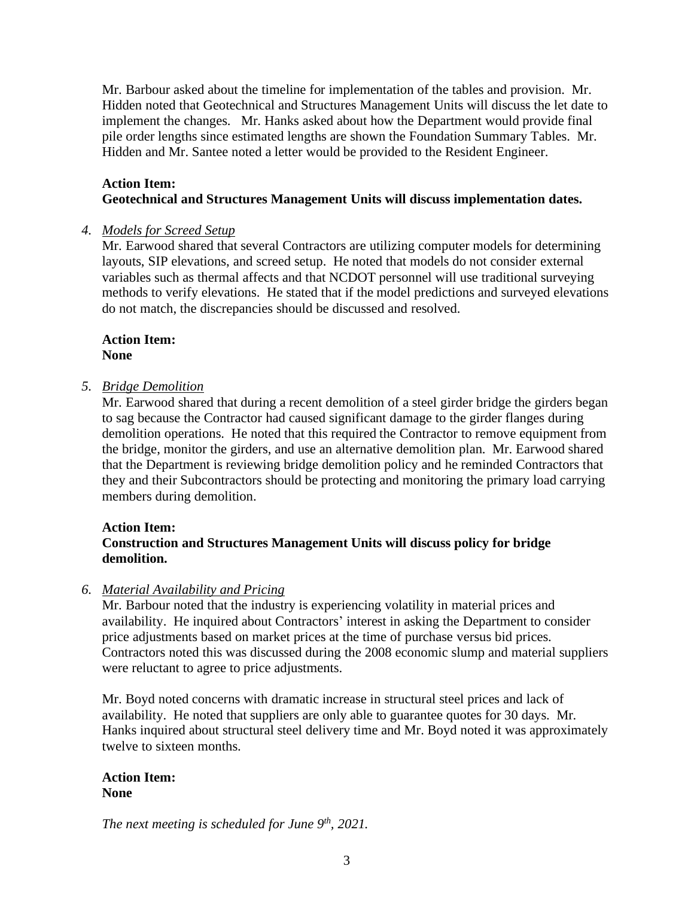Mr. Barbour asked about the timeline for implementation of the tables and provision. Mr. Hidden noted that Geotechnical and Structures Management Units will discuss the let date to implement the changes. Mr. Hanks asked about how the Department would provide final pile order lengths since estimated lengths are shown the Foundation Summary Tables. Mr. Hidden and Mr. Santee noted a letter would be provided to the Resident Engineer.

**Action Item:**
**Geotechnical and Structures Management Units will discuss implementation dates.**

4. *Models for Screed Setup*

Mr. Earwood shared that several Contractors are utilizing computer models for determining layouts, SIP elevations, and screed setup. He noted that models do not consider external variables such as thermal affects and that NCDOT personnel will use traditional surveying methods to verify elevations. He stated that if the model predictions and surveyed elevations do not match, the discrepancies should be discussed and resolved.

**Action Item:**
**None**

5. *Bridge Demolition*

Mr. Earwood shared that during a recent demolition of a steel girder bridge the girders began to sag because the Contractor had caused significant damage to the girder flanges during demolition operations. He noted that this required the Contractor to remove equipment from the bridge, monitor the girders, and use an alternative demolition plan. Mr. Earwood shared that the Department is reviewing bridge demolition policy and he reminded Contractors that they and their Subcontractors should be protecting and monitoring the primary load carrying members during demolition.

**Action Item:**
**Construction and Structures Management Units will discuss policy for bridge demolition.**

6. *Material Availability and Pricing*

Mr. Barbour noted that the industry is experiencing volatility in material prices and availability. He inquired about Contractors' interest in asking the Department to consider price adjustments based on market prices at the time of purchase versus bid prices. Contractors noted this was discussed during the 2008 economic slump and material suppliers were reluctant to agree to price adjustments.

Mr. Boyd noted concerns with dramatic increase in structural steel prices and lack of availability. He noted that suppliers are only able to guarantee quotes for 30 days. Mr. Hanks inquired about structural steel delivery time and Mr. Boyd noted it was approximately twelve to sixteen months.

**Action Item:**
**None**

*The next meeting is scheduled for June 9th, 2021.*